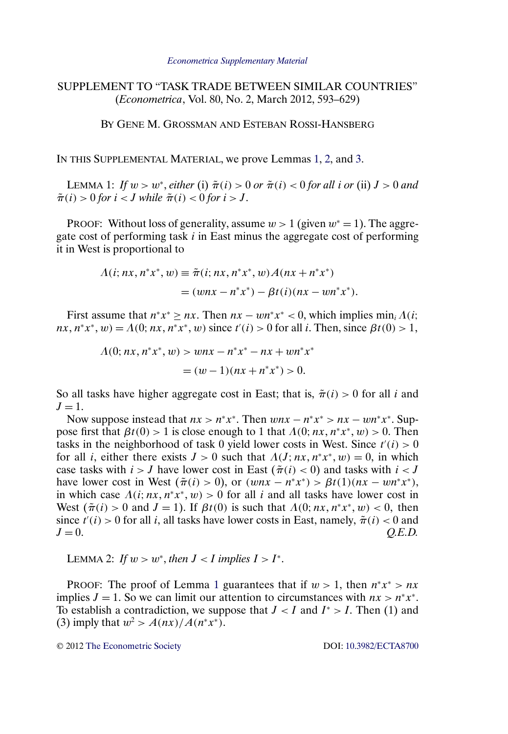# SUPPLEMENT TO "TASK TRADE BETWEEN SIMILAR COUNTRIES"

(*Econometrica*, Vol. 80, No. 2, March 2012, 593–629)

BY GENE M. GROSSMAN AND ESTEBAN ROSSI-HANSBERG

IN THIS SUPPLEMENTAL MATERIAL, we prove Lemmas 1, 2, and 3.

LEMMA 1: *If $w > w^*$, either* (i) $\tilde{\pi}(i) > 0$ *or* $\tilde{\pi}(i) < 0$ *for all $i$ or* (ii) $J > 0$ *and* $\tilde{\pi}(i) > 0$ *for $i < J$ while* $\tilde{\pi}(i) < 0$ *for $i > J$.*

PROOF: Without loss of generality, assume $w > 1$ (given $w^* = 1$). The aggregate cost of performing task $i$ in East minus the aggregate cost of performing it in West is proportional to

$$\begin{aligned}\Lambda(i; nx, n^*x^*, w) &\equiv \tilde{\pi}(i; nx, n^*x^*, w)A(nx + n^*x^*) \\ &= (wnx - n^*x^*) - \beta t(i)(nx - wn^*x^*).\end{aligned}$$

First assume that $n^*x^* \geq nx$. Then $nx - wn^*x^* < 0$, which implies $\min_i \Lambda(i; nx, n^*x^*, w) = \Lambda(0; nx, n^*x^*, w)$ since $t'(i) > 0$ for all $i$. Then, since $\beta t(0) > 1$,

$$\begin{aligned}\Lambda(0; nx, n^*x^*, w) &> wnx - n^*x^* - nx + wn^*x^* \\ &= (w-1)(nx + n^*x^*) > 0.\end{aligned}$$

So all tasks have higher aggregate cost in East; that is, $\tilde{\pi}(i) > 0$ for all $i$ and $J = 1$.

Now suppose instead that $nx > n^*x^*$. Then $wnx - n^*x^* > nx - wn^*x^*$. Suppose first that $\beta t(0) > 1$ is close enough to 1 that $\Lambda(0; nx, n^*x^*, w) > 0$. Then tasks in the neighborhood of task 0 yield lower costs in West. Since $t'(i) > 0$ for all $i$, either there exists $J > 0$ such that $\Lambda(J; nx, n^*x^*, w) = 0$, in which case tasks with $i > J$ have lower cost in East ($\tilde{\pi}(i) < 0$) and tasks with $i < J$ have lower cost in West ($\tilde{\pi}(i) > 0$), or $(wnx - n^*x^*) > \beta t(1)(nx - wn^*x^*)$, in which case $\Lambda(i; nx, n^*x^*, w) > 0$ for all $i$ and all tasks have lower cost in West ($\tilde{\pi}(i) > 0$ and $J = 1$). If $\beta t(0)$ is such that $\Lambda(0; nx, n^*x^*, w) < 0$, then since $t'(i) > 0$ for all $i$, all tasks have lower costs in East, namely, $\tilde{\pi}(i) < 0$ and $J = 0$. *Q.E.D.*

LEMMA 2: *If $w > w^*$, then $J < I$ implies $I > I^*$.*

PROOF: The proof of Lemma 1 guarantees that if $w > 1$, then $n^*x^* > nx$ implies $J = 1$. So we can limit our attention to circumstances with $nx > n^*x^*$. To establish a contradiction, we suppose that $J < I$ and $I^* > I$. Then (1) and (3) imply that $w^2 > A(nx)/A(n^*x^*)$.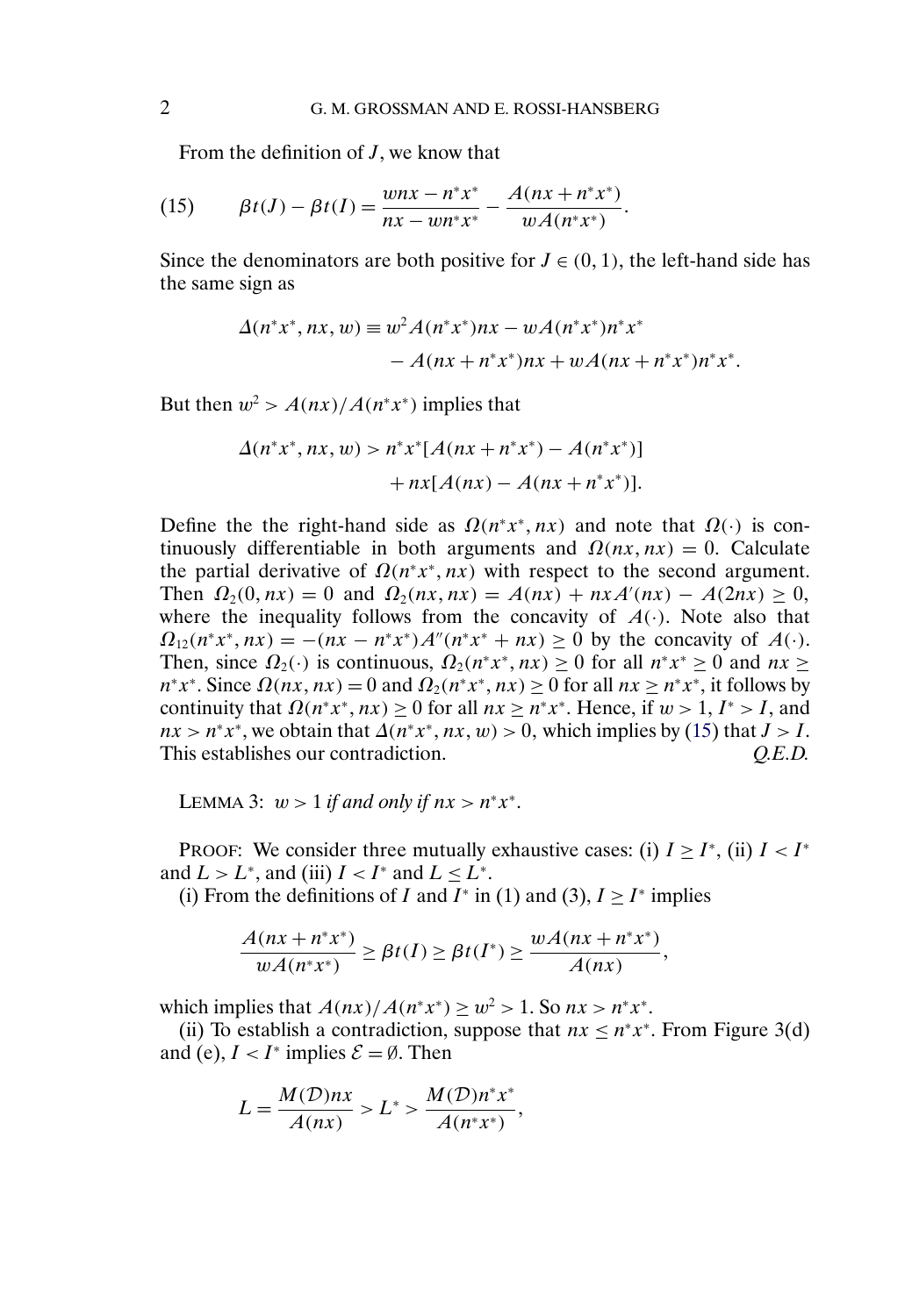From the definition of $J$, we know that

$$\beta t(J) - \beta t(I) = \frac{wnx - n^*x^*}{nx - wn^*x^*} - \frac{A(nx + n^*x^*)}{wA(n^*x^*)}. \tag{15}$$

Since the denominators are both positive for $J \in (0, 1)$, the left-hand side has the same sign as

$$\begin{aligned}\Delta(n^*x^*, nx, w) \equiv\ & w^2 A(n^*x^*)nx - wA(n^*x^*)n^*x^* \\ & - A(nx + n^*x^*)nx + wA(nx + n^*x^*)n^*x^*.\end{aligned}$$

But then $w^2 > A(nx)/A(n^*x^*)$ implies that

$$\begin{aligned}\Delta(n^*x^*, nx, w) > n^*x^*[& A(nx + n^*x^*) - A(n^*x^*)] \\ & + nx[A(nx) - A(nx + n^*x^*)].\end{aligned}$$

Define the the right-hand side as $\Omega(n^*x^*, nx)$ and note that $\Omega(\cdot)$ is continuously differentiable in both arguments and $\Omega(nx, nx) = 0$. Calculate the partial derivative of $\Omega(n^*x^*, nx)$ with respect to the second argument. Then $\Omega_2(0, nx) = 0$ and $\Omega_2(nx, nx) = A(nx) + nxA'(nx) - A(2nx) \geq 0$, where the inequality follows from the concavity of $A(\cdot)$. Note also that $\Omega_{12}(n^*x^*, nx) = -(nx - n^*x^*)A''(n^*x^* + nx) \geq 0$ by the concavity of $A(\cdot)$. Then, since $\Omega_2(\cdot)$ is continuous, $\Omega_2(n^*x^*, nx) \geq 0$ for all $n^*x^* \geq 0$ and $nx \geq n^*x^*$. Since $\Omega(nx, nx) = 0$ and $\Omega_2(n^*x^*, nx) \geq 0$ for all $nx \geq n^*x^*$, it follows by continuity that $\Omega(n^*x^*, nx) \geq 0$ for all $nx \geq n^*x^*$. Hence, if $w > 1$, $I^* > I$, and $nx > n^*x^*$, we obtain that $\Delta(n^*x^*, nx, w) > 0$, which implies by (15) that $J > I$. This establishes our contradiction. *Q.E.D.*

LEMMA 3: *$w > 1$ if and only if $nx > n^*x^*$.*

PROOF: We consider three mutually exhaustive cases: (i) $I \geq I^*$, (ii) $I < I^*$ and $L > L^*$, and (iii) $I < I^*$ and $L \leq L^*$.

(i) From the definitions of $I$ and $I^*$ in (1) and (3), $I \geq I^*$ implies

$$\frac{A(nx + n^*x^*)}{wA(n^*x^*)} \geq \beta t(I) \geq \beta t(I^*) \geq \frac{wA(nx + n^*x^*)}{A(nx)},$$

which implies that $A(nx)/A(n^*x^*) \geq w^2 > 1$. So $nx > n^*x^*$.

(ii) To establish a contradiction, suppose that $nx \leq n^*x^*$. From Figure 3(d) and (e), $I < I^*$ implies $\mathcal{E} = \emptyset$. Then

$$L = \frac{M(\mathcal{D})nx}{A(nx)} > L^* > \frac{M(\mathcal{D})n^*x^*}{A(n^*x^*)},$$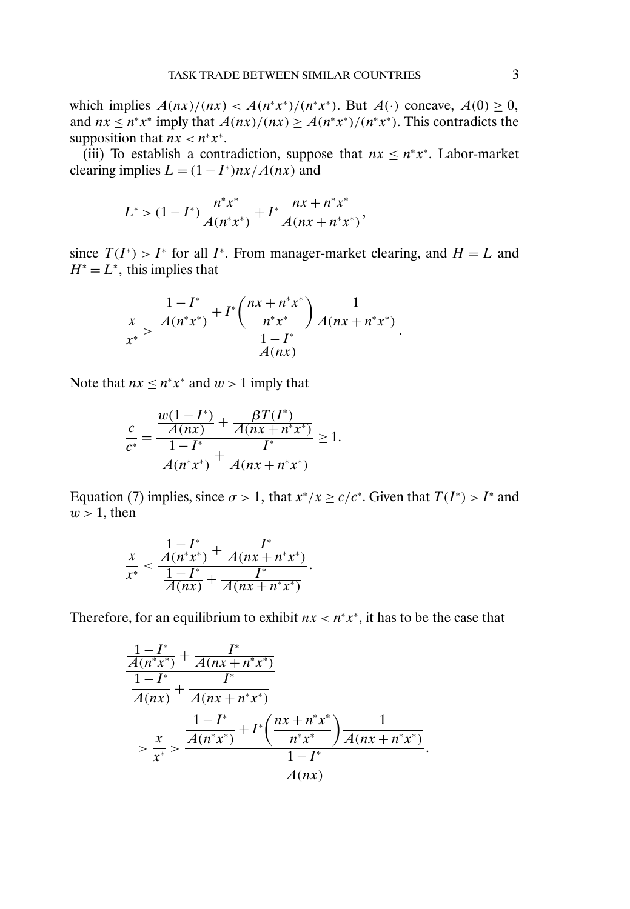which implies $A(nx)/(nx) < A(n^*x^*)/(n^*x^*)$. But $A(\cdot)$ concave, $A(0) \geq 0$, and $nx \leq n^*x^*$ imply that $A(nx)/(nx) \geq A(n^*x^*)/(n^*x^*)$. This contradicts the supposition that $nx < n^*x^*$.

(iii) To establish a contradiction, suppose that $nx \leq n^*x^*$. Labor-market clearing implies $L = (1 - I^*)nx/A(nx)$ and

$$L^* > (1 - I^*)\frac{n^*x^*}{A(n^*x^*)} + I^*\frac{nx + n^*x^*}{A(nx + n^*x^*)},$$

since $T(I^*) > I^*$ for all $I^*$. From manager-market clearing, and $H = L$ and $H^* = L^*$, this implies that

$$\frac{x}{x^*} > \frac{\dfrac{1 - I^*}{A(n^*x^*)} + I^*\left(\dfrac{nx + n^*x^*}{n^*x^*}\right)\dfrac{1}{A(nx + n^*x^*)}}{\dfrac{1 - I^*}{A(nx)}}.$$

Note that $nx \leq n^*x^*$ and $w > 1$ imply that

$$\frac{c}{c^*} = \frac{\dfrac{w(1 - I^*)}{A(nx)} + \dfrac{\beta T(I^*)}{A(nx + n^*x^*)}}{\dfrac{1 - I^*}{A(n^*x^*)} + \dfrac{I^*}{A(nx + n^*x^*)}} \geq 1.$$

Equation (7) implies, since $\sigma > 1$, that $x^*/x \geq c/c^*$. Given that $T(I^*) > I^*$ and $w > 1$, then

$$\frac{x}{x^*} < \frac{\dfrac{1 - I^*}{A(n^*x^*)} + \dfrac{I^*}{A(nx + n^*x^*)}}{\dfrac{1 - I^*}{A(nx)} + \dfrac{I^*}{A(nx + n^*x^*)}}.$$

Therefore, for an equilibrium to exhibit $nx < n^*x^*$, it has to be the case that

$$\frac{\dfrac{1 - I^*}{A(n^*x^*)} + \dfrac{I^*}{A(nx + n^*x^*)}}{\dfrac{1 - I^*}{A(nx)} + \dfrac{I^*}{A(nx + n^*x^*)}} > \frac{x}{x^*} > \frac{\dfrac{1 - I^*}{A(n^*x^*)} + I^*\left(\dfrac{nx + n^*x^*}{n^*x^*}\right)\dfrac{1}{A(nx + n^*x^*)}}{\dfrac{1 - I^*}{A(nx)}}.$$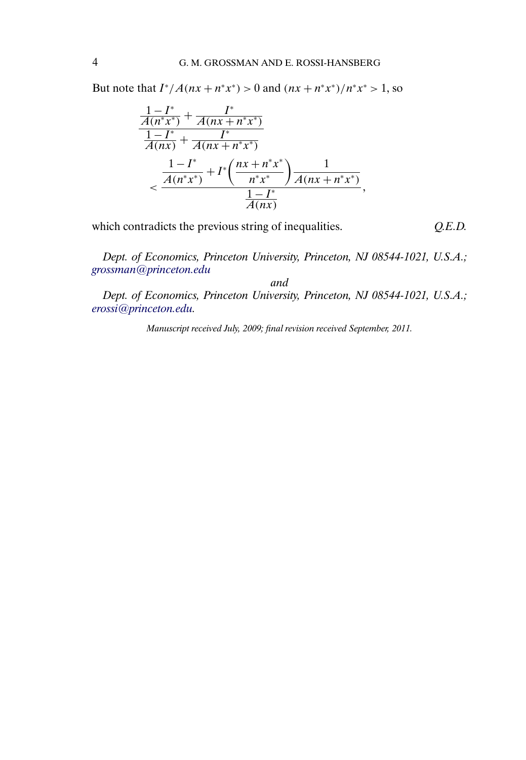But note that $I^*/A(nx + n^*x^*) > 0$ and $(nx + n^*x^*)/n^*x^* > 1$, so

$$\frac{\dfrac{1 - I^*}{A(n^*x^*)} + \dfrac{I^*}{A(nx + n^*x^*)}}{\dfrac{1 - I^*}{A(nx)} + \dfrac{I^*}{A(nx + n^*x^*)}} < \frac{\dfrac{1 - I^*}{A(n^*x^*)} + I^*\left(\dfrac{nx + n^*x^*}{n^*x^*}\right)\dfrac{1}{A(nx + n^*x^*)}}{\dfrac{1 - I^*}{A(nx)}},$$

which contradicts the previous string of inequalities. *Q.E.D.*

*Dept. of Economics, Princeton University, Princeton, NJ 08544-1021, U.S.A.; grossman@princeton.edu*

*and*

*Dept. of Economics, Princeton University, Princeton, NJ 08544-1021, U.S.A.; erossi@princeton.edu.*

*Manuscript received July, 2009; final revision received September, 2011.*